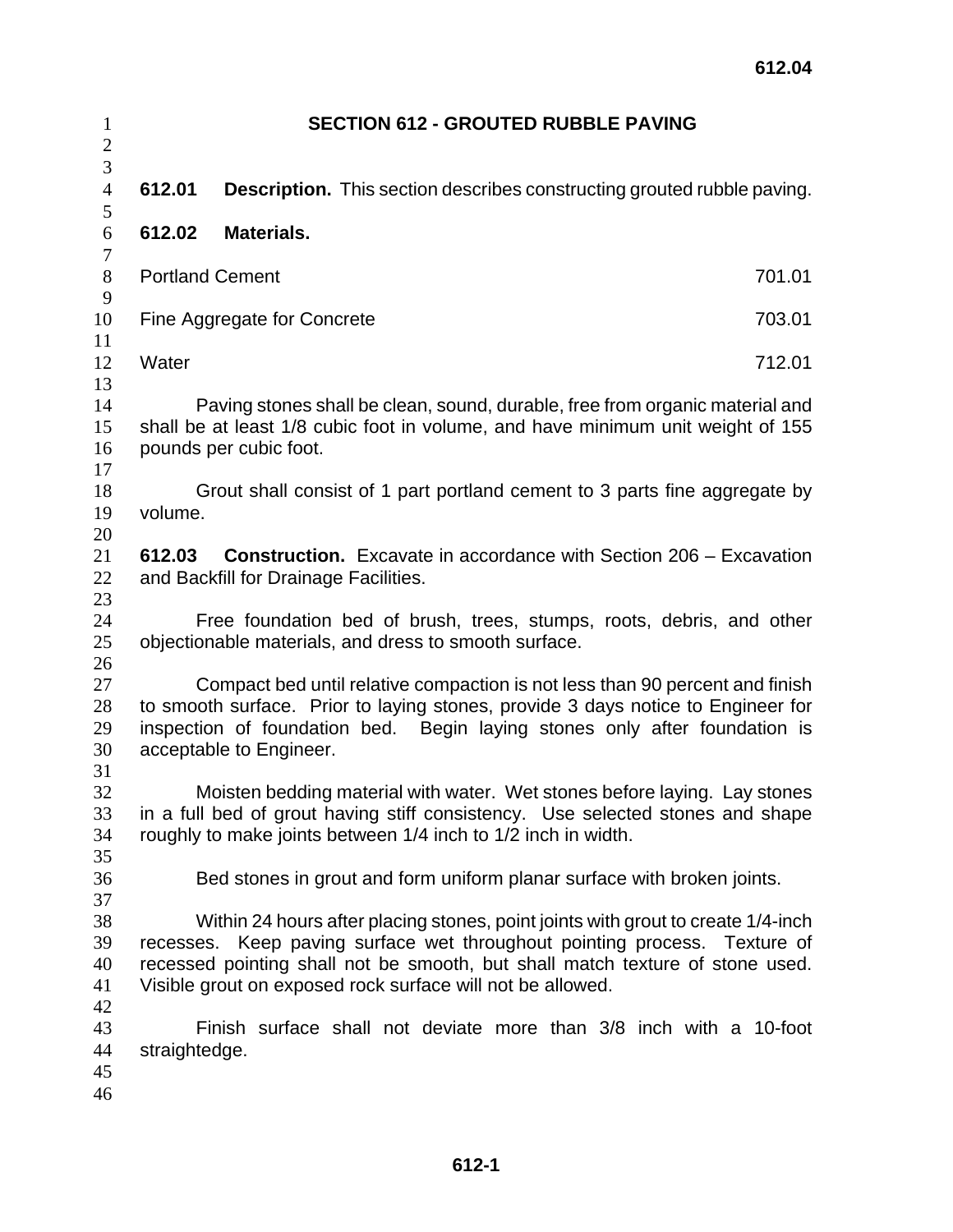# SECTION 612 - GROUTED RUBBLE PAVING

**612.01 Description.** This section describes constructing grouted rubble paving.

**612.02 Materials.**

| | |
|---|---|
| Portland Cement | 701.01 |
| Fine Aggregate for Concrete | 703.01 |
| Water | 712.01 |

Paving stones shall be clean, sound, durable, free from organic material and shall be at least 1/8 cubic foot in volume, and have minimum unit weight of 155 pounds per cubic foot.

Grout shall consist of 1 part portland cement to 3 parts fine aggregate by volume.

**612.03 Construction.** Excavate in accordance with Section 206 – Excavation and Backfill for Drainage Facilities.

Free foundation bed of brush, trees, stumps, roots, debris, and other objectionable materials, and dress to smooth surface.

Compact bed until relative compaction is not less than 90 percent and finish to smooth surface. Prior to laying stones, provide 3 days notice to Engineer for inspection of foundation bed. Begin laying stones only after foundation is acceptable to Engineer.

Moisten bedding material with water. Wet stones before laying. Lay stones in a full bed of grout having stiff consistency. Use selected stones and shape roughly to make joints between 1/4 inch to 1/2 inch in width.

Bed stones in grout and form uniform planar surface with broken joints.

Within 24 hours after placing stones, point joints with grout to create 1/4-inch recesses. Keep paving surface wet throughout pointing process. Texture of recessed pointing shall not be smooth, but shall match texture of stone used. Visible grout on exposed rock surface will not be allowed.

Finish surface shall not deviate more than 3/8 inch with a 10-foot straightedge.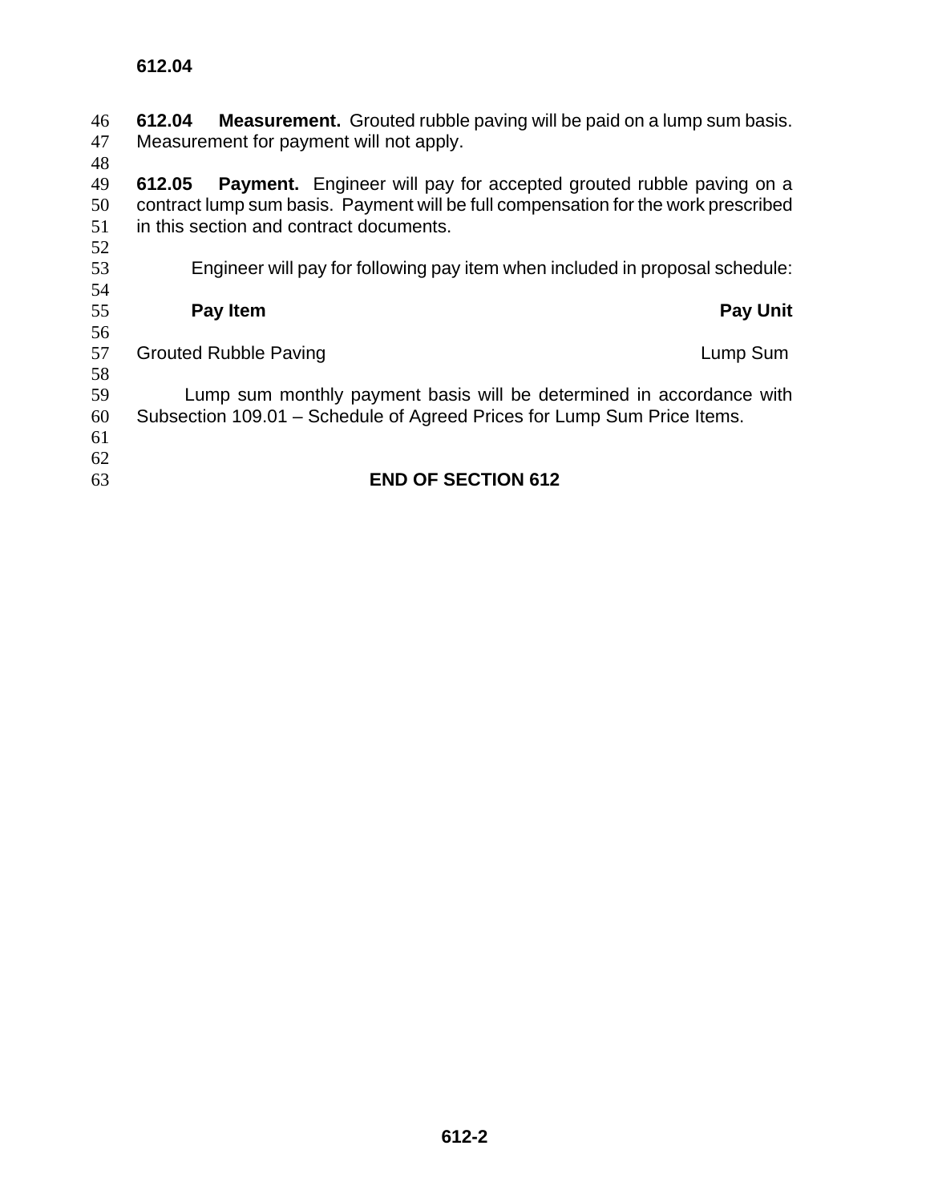**612.04 Measurement.** Grouted rubble paving will be paid on a lump sum basis. Measurement for payment will not apply.

**612.05 Payment.** Engineer will pay for accepted grouted rubble paving on a contract lump sum basis. Payment will be full compensation for the work prescribed in this section and contract documents.

Engineer will pay for following pay item when included in proposal schedule:

| Pay Item | Pay Unit |
|---|---|
| Grouted Rubble Paving | Lump Sum |

Lump sum monthly payment basis will be determined in accordance with Subsection 109.01 – Schedule of Agreed Prices for Lump Sum Price Items.

**END OF SECTION 612**